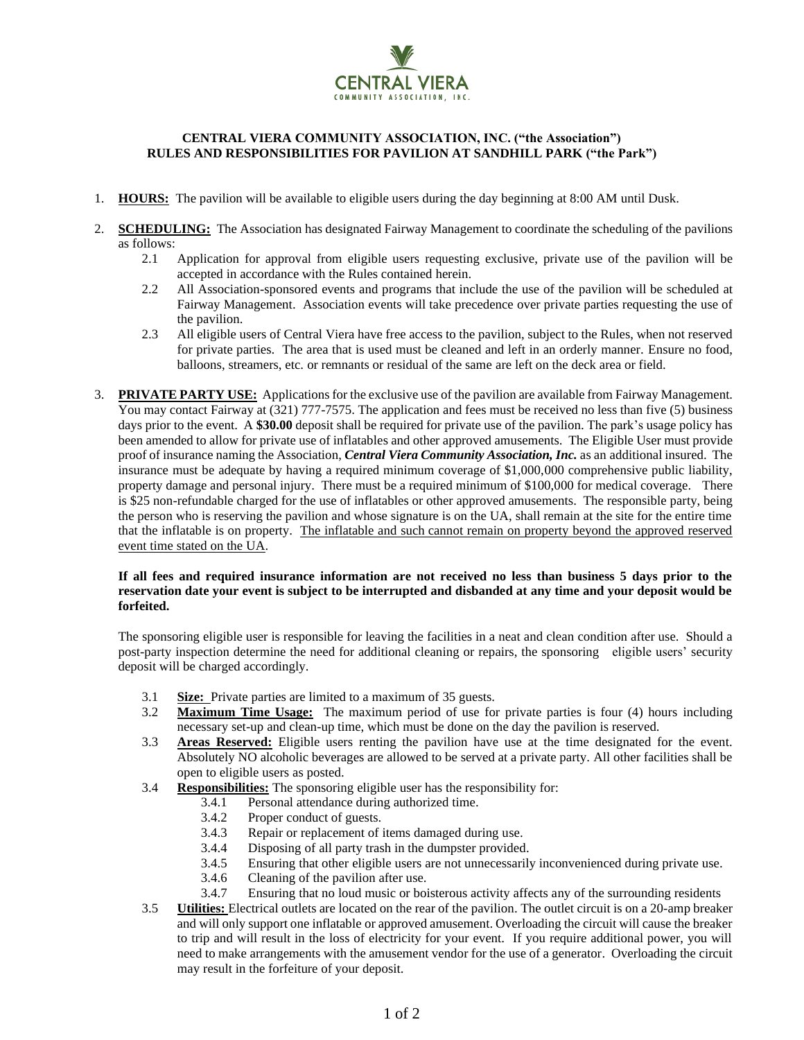**CENTRAL VIERA COMMUNITY ASSOCIATION, INC. ("the Association")**
**RULES AND RESPONSIBILITIES FOR PAVILION AT SANDHILL PARK ("the Park")**

1. **HOURS:** The pavilion will be available to eligible users during the day beginning at 8:00 AM until Dusk.

2. **SCHEDULING:** The Association has designated Fairway Management to coordinate the scheduling of the pavilions as follows:
   - 2.1 Application for approval from eligible users requesting exclusive, private use of the pavilion will be accepted in accordance with the Rules contained herein.
   - 2.2 All Association-sponsored events and programs that include the use of the pavilion will be scheduled at Fairway Management. Association events will take precedence over private parties requesting the use of the pavilion.
   - 2.3 All eligible users of Central Viera have free access to the pavilion, subject to the Rules, when not reserved for private parties. The area that is used must be cleaned and left in an orderly manner. Ensure no food, balloons, streamers, etc. or remnants or residual of the same are left on the deck area or field.

3. **PRIVATE PARTY USE:** Applications for the exclusive use of the pavilion are available from Fairway Management. You may contact Fairway at (321) 777-7575. The application and fees must be received no less than five (5) business days prior to the event. A **$30.00** deposit shall be required for private use of the pavilion. The park's usage policy has been amended to allow for private use of inflatables and other approved amusements. The Eligible User must provide proof of insurance naming the Association, ***Central Viera Community Association, Inc.*** as an additional insured. The insurance must be adequate by having a required minimum coverage of $1,000,000 comprehensive public liability, property damage and personal injury. There must be a required minimum of $100,000 for medical coverage. There is $25 non-refundable charged for the use of inflatables or other approved amusements. The responsible party, being the person who is reserving the pavilion and whose signature is on the UA, shall remain at the site for the entire time that the inflatable is on property. The inflatable and such cannot remain on property beyond the approved reserved event time stated on the UA.

   **If all fees and required insurance information are not received no less than business 5 days prior to the reservation date your event is subject to be interrupted and disbanded at any time and your deposit would be forfeited.**

   The sponsoring eligible user is responsible for leaving the facilities in a neat and clean condition after use. Should a post-party inspection determine the need for additional cleaning or repairs, the sponsoring eligible users' security deposit will be charged accordingly.

   - 3.1 **Size:** Private parties are limited to a maximum of 35 guests.
   - 3.2 **Maximum Time Usage:** The maximum period of use for private parties is four (4) hours including necessary set-up and clean-up time, which must be done on the day the pavilion is reserved.
   - 3.3 **Areas Reserved:** Eligible users renting the pavilion have use at the time designated for the event. Absolutely NO alcoholic beverages are allowed to be served at a private party. All other facilities shall be open to eligible users as posted.
   - 3.4 **Responsibilities:** The sponsoring eligible user has the responsibility for:
     - 3.4.1 Personal attendance during authorized time.
     - 3.4.2 Proper conduct of guests.
     - 3.4.3 Repair or replacement of items damaged during use.
     - 3.4.4 Disposing of all party trash in the dumpster provided.
     - 3.4.5 Ensuring that other eligible users are not unnecessarily inconvenienced during private use.
     - 3.4.6 Cleaning of the pavilion after use.
     - 3.4.7 Ensuring that no loud music or boisterous activity affects any of the surrounding residents
   - 3.5 **Utilities:** Electrical outlets are located on the rear of the pavilion. The outlet circuit is on a 20-amp breaker and will only support one inflatable or approved amusement. Overloading the circuit will cause the breaker to trip and will result in the loss of electricity for your event. If you require additional power, you will need to make arrangements with the amusement vendor for the use of a generator. Overloading the circuit may result in the forfeiture of your deposit.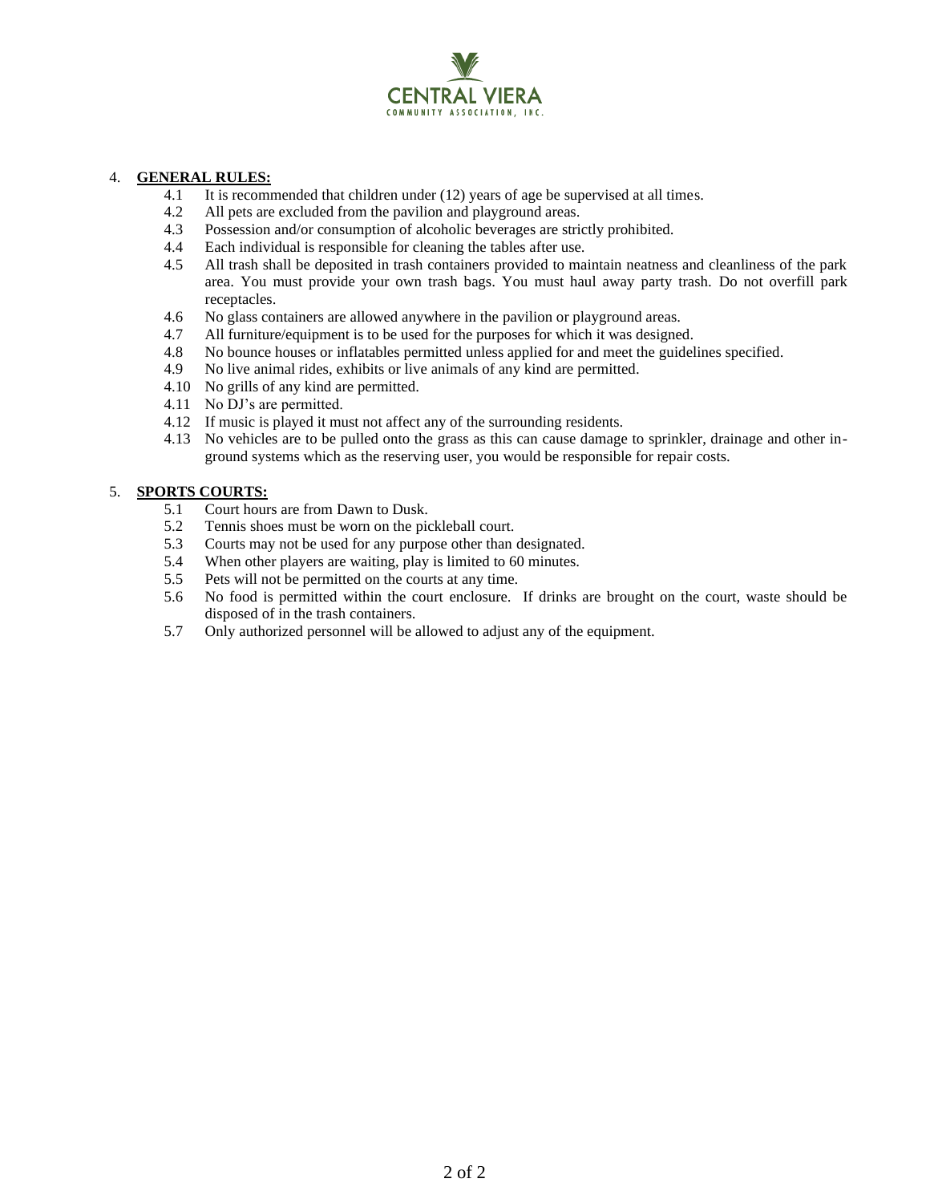4. **GENERAL RULES:**
   - 4.1 It is recommended that children under (12) years of age be supervised at all times.
   - 4.2 All pets are excluded from the pavilion and playground areas.
   - 4.3 Possession and/or consumption of alcoholic beverages are strictly prohibited.
   - 4.4 Each individual is responsible for cleaning the tables after use.
   - 4.5 All trash shall be deposited in trash containers provided to maintain neatness and cleanliness of the park area. You must provide your own trash bags. You must haul away party trash. Do not overfill park receptacles.
   - 4.6 No glass containers are allowed anywhere in the pavilion or playground areas.
   - 4.7 All furniture/equipment is to be used for the purposes for which it was designed.
   - 4.8 No bounce houses or inflatables permitted unless applied for and meet the guidelines specified.
   - 4.9 No live animal rides, exhibits or live animals of any kind are permitted.
   - 4.10 No grills of any kind are permitted.
   - 4.11 No DJ's are permitted.
   - 4.12 If music is played it must not affect any of the surrounding residents.
   - 4.13 No vehicles are to be pulled onto the grass as this can cause damage to sprinkler, drainage and other in-ground systems which as the reserving user, you would be responsible for repair costs.

5. **SPORTS COURTS:**
   - 5.1 Court hours are from Dawn to Dusk.
   - 5.2 Tennis shoes must be worn on the pickleball court.
   - 5.3 Courts may not be used for any purpose other than designated.
   - 5.4 When other players are waiting, play is limited to 60 minutes.
   - 5.5 Pets will not be permitted on the courts at any time.
   - 5.6 No food is permitted within the court enclosure. If drinks are brought on the court, waste should be disposed of in the trash containers.
   - 5.7 Only authorized personnel will be allowed to adjust any of the equipment.